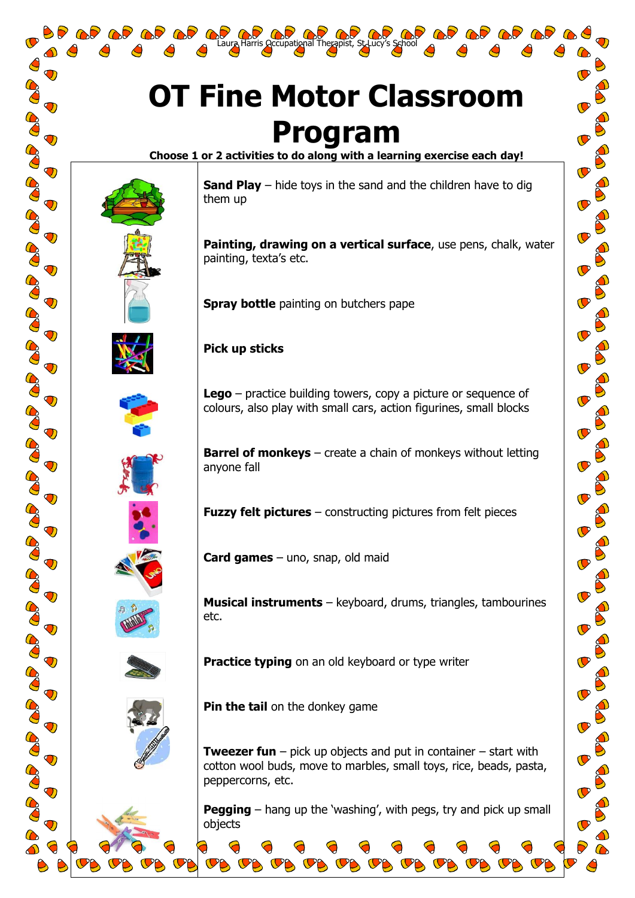# OT Fine Motor Classroom Program

**Choose 1 or 2 activities to do along with a learning exercise each day!**

**Sand Play** – hide toys in the sand and the children have to dig them up

**Painting, drawing on a vertical surface**, use pens, chalk, water painting, texta's etc.

**Spray bottle** painting on butchers pape

**Pick up sticks**

**Lego** – practice building towers, copy a picture or sequence of colours, also play with small cars, action figurines, small blocks

**Barrel of monkeys** – create a chain of monkeys without letting anyone fall

**Fuzzy felt pictures** – constructing pictures from felt pieces

**Card games** – uno, snap, old maid

**Musical instruments** – keyboard, drums, triangles, tambourines etc.

**Practice typing** on an old keyboard or type writer

**Pin the tail** on the donkey game

**Tweezer fun** – pick up objects and put in container – start with cotton wool buds, move to marbles, small toys, rice, beads, pasta, peppercorns, etc.

**Pegging** – hang up the 'washing', with pegs, try and pick up small objects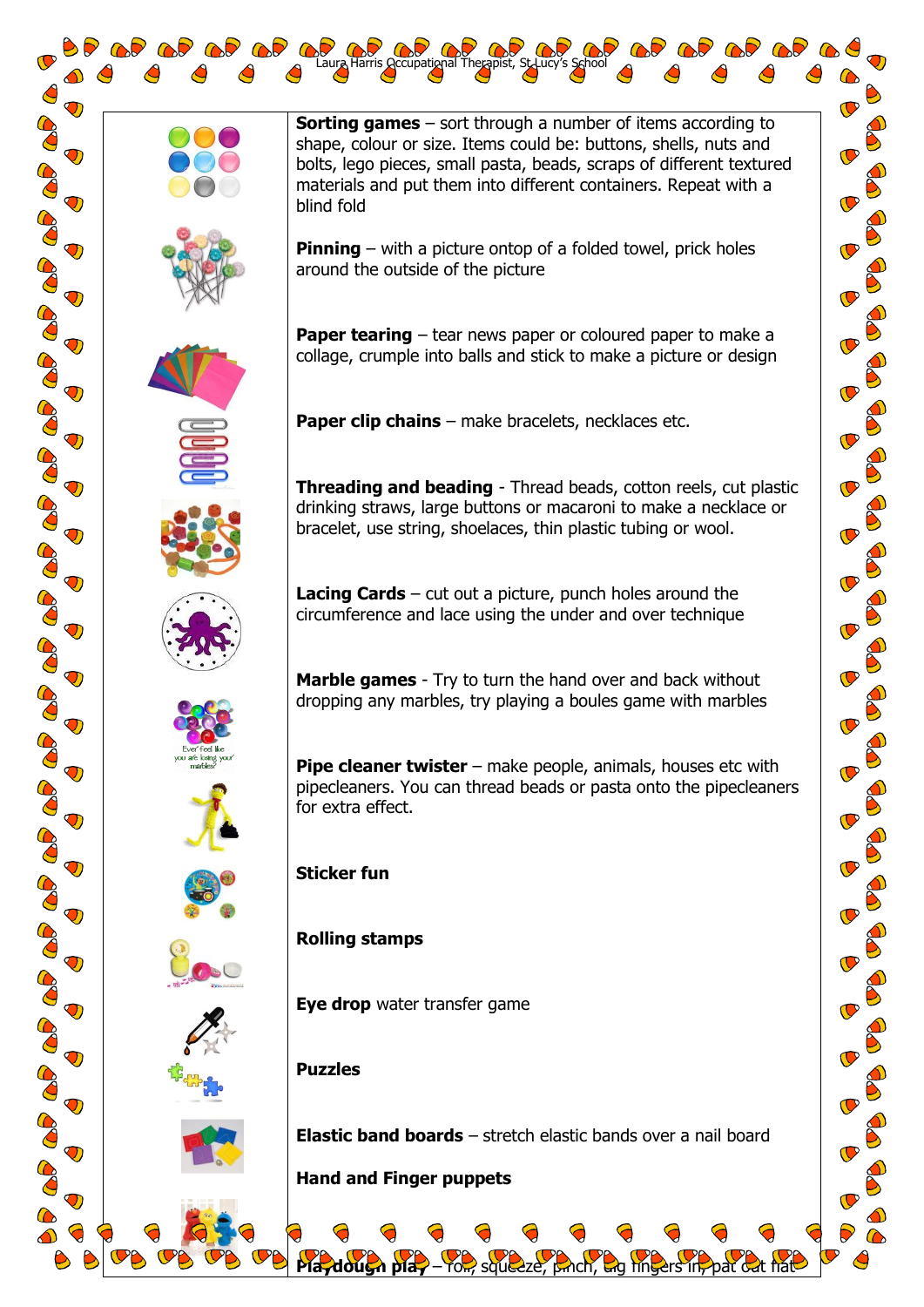**Sorting games** – sort through a number of items according to shape, colour or size. Items could be: buttons, shells, nuts and bolts, lego pieces, small pasta, beads, scraps of different textured materials and put them into different containers. Repeat with a blind fold

**Pinning** – with a picture ontop of a folded towel, prick holes around the outside of the picture

**Paper tearing** – tear news paper or coloured paper to make a collage, crumple into balls and stick to make a picture or design

**Paper clip chains** – make bracelets, necklaces etc.

**Threading and beading** - Thread beads, cotton reels, cut plastic drinking straws, large buttons or macaroni to make a necklace or bracelet, use string, shoelaces, thin plastic tubing or wool.

**Lacing Cards** – cut out a picture, punch holes around the circumference and lace using the under and over technique

**Marble games** - Try to turn the hand over and back without dropping any marbles, try playing a boules game with marbles

Ever feel like you are losing your marbles?

**Pipe cleaner twister** – make people, animals, houses etc with pipecleaners. You can thread beads or pasta onto the pipecleaners for extra effect.

**Sticker fun**

**Rolling stamps**

**Eye drop** water transfer game

**Puzzles**

**Elastic band boards** – stretch elastic bands over a nail board

**Hand and Finger puppets**

**Playdough play** – roll, squeeze, pinch, dig fingers in, pat out flat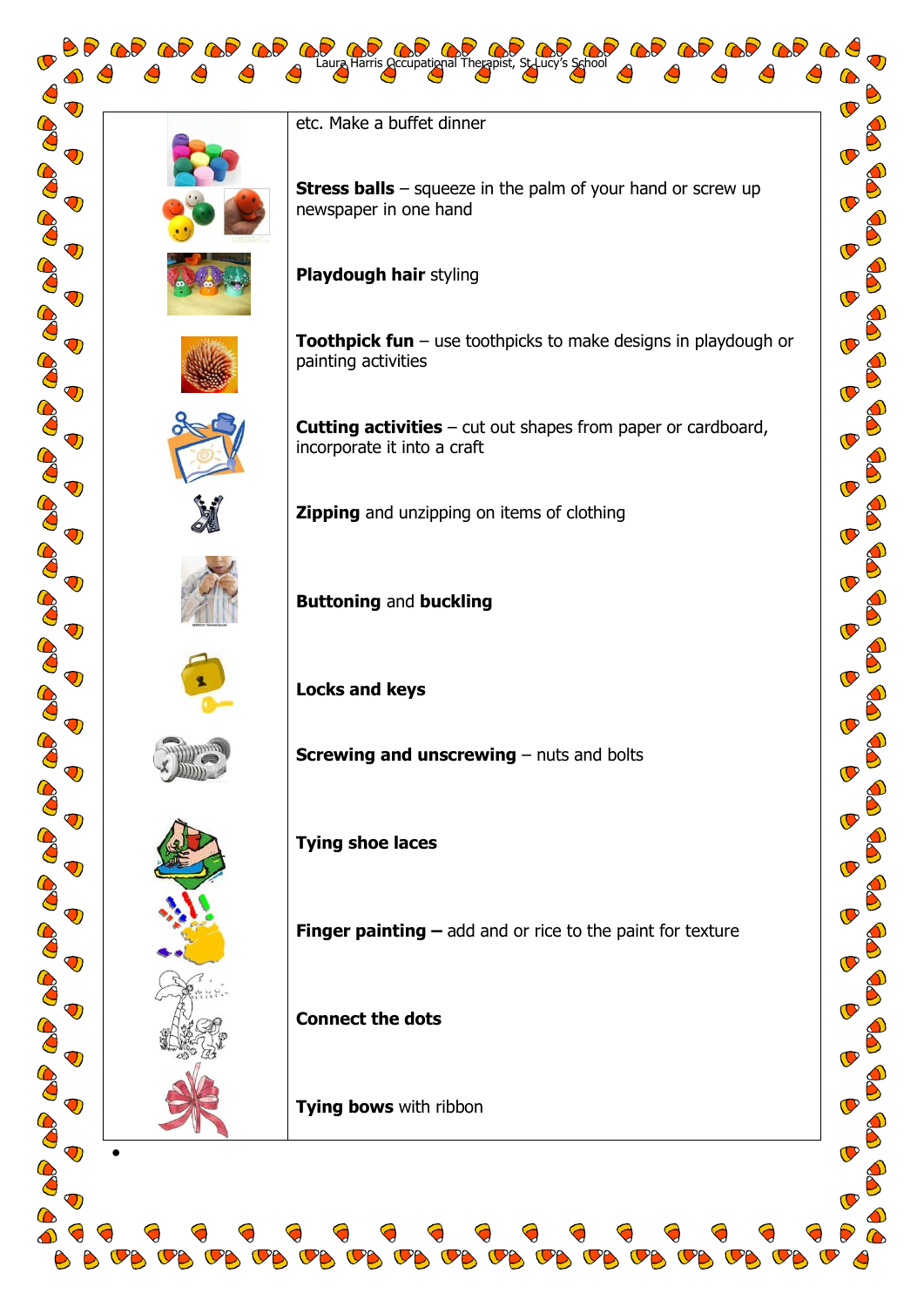| | |
|---|---|
| | etc. Make a buffet dinner |
| | **Stress balls** – squeeze in the palm of your hand or screw up newspaper in one hand |
| | **Playdough hair** styling |
| | **Toothpick fun** – use toothpicks to make designs in playdough or painting activities |
| | **Cutting activities** – cut out shapes from paper or cardboard, incorporate it into a craft |
| | **Zipping** and unzipping on items of clothing |
| | **Buttoning** and **buckling** |
| | **Locks and keys** |
| | **Screwing and unscrewing** – nuts and bolts |
| | **Tying shoe laces** |
| | **Finger painting –** add and or rice to the paint for texture |
| | **Connect the dots** |
| | **Tying bows** with ribbon |